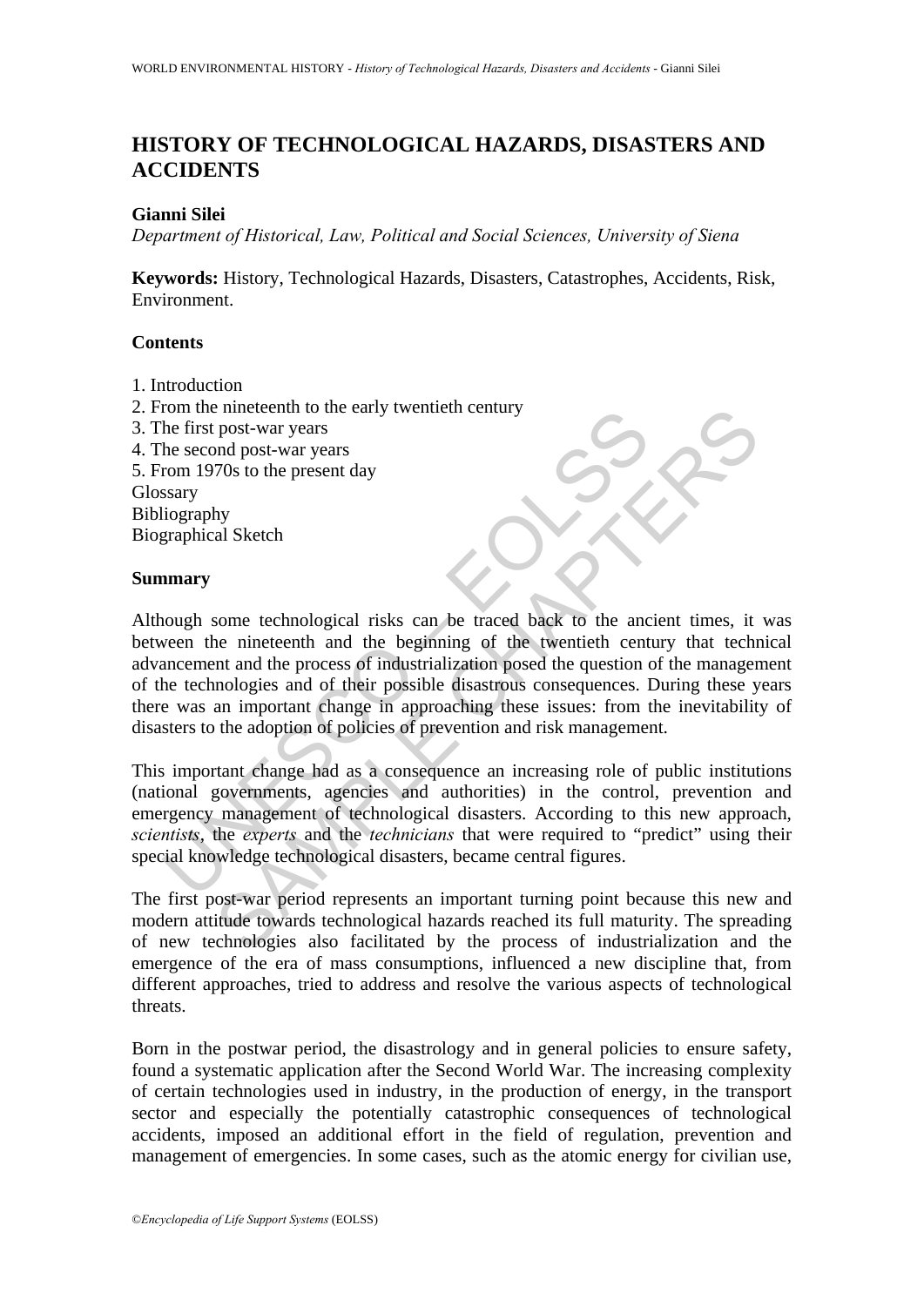# HISTORY OF TECHNOLOGICAL HAZARDS, DISASTERS AND ACCIDENTS

**Gianni Silei**

*Department of Historical, Law, Political and Social Sciences, University of Siena*

**Keywords:** History, Technological Hazards, Disasters, Catastrophes, Accidents, Risk, Environment.

## Contents

1. Introduction
2. From the nineteenth to the early twentieth century
3. The first post-war years
4. The second post-war years
5. From 1970s to the present day

Glossary
Bibliography
Biographical Sketch

## Summary

Although some technological risks can be traced back to the ancient times, it was between the nineteenth and the beginning of the twentieth century that technical advancement and the process of industrialization posed the question of the management of the technologies and of their possible disastrous consequences. During these years there was an important change in approaching these issues: from the inevitability of disasters to the adoption of policies of prevention and risk management.

This important change had as a consequence an increasing role of public institutions (national governments, agencies and authorities) in the control, prevention and emergency management of technological disasters. According to this new approach, *scientists*, the *experts* and the *technicians* that were required to "predict" using their special knowledge technological disasters, became central figures.

The first post-war period represents an important turning point because this new and modern attitude towards technological hazards reached its full maturity. The spreading of new technologies also facilitated by the process of industrialization and the emergence of the era of mass consumptions, influenced a new discipline that, from different approaches, tried to address and resolve the various aspects of technological threats.

Born in the postwar period, the disastrology and in general policies to ensure safety, found a systematic application after the Second World War. The increasing complexity of certain technologies used in industry, in the production of energy, in the transport sector and especially the potentially catastrophic consequences of technological accidents, imposed an additional effort in the field of regulation, prevention and management of emergencies. In some cases, such as the atomic energy for civilian use,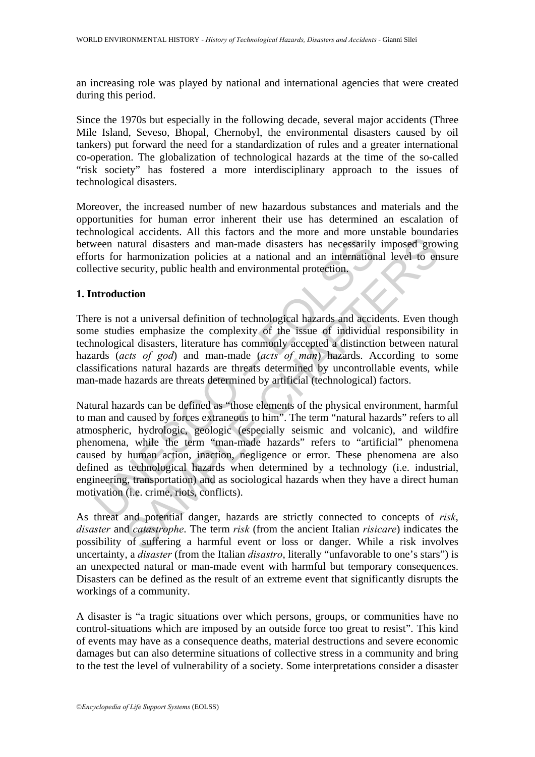an increasing role was played by national and international agencies that were created during this period.

Since the 1970s but especially in the following decade, several major accidents (Three Mile Island, Seveso, Bhopal, Chernobyl, the environmental disasters caused by oil tankers) put forward the need for a standardization of rules and a greater international co-operation. The globalization of technological hazards at the time of the so-called "risk society" has fostered a more interdisciplinary approach to the issues of technological disasters.

Moreover, the increased number of new hazardous substances and materials and the opportunities for human error inherent their use has determined an escalation of technological accidents. All this factors and the more and more unstable boundaries between natural disasters and man-made disasters has necessarily imposed growing efforts for harmonization policies at a national and an international level to ensure collective security, public health and environmental protection.

## 1. Introduction

There is not a universal definition of technological hazards and accidents. Even though some studies emphasize the complexity of the issue of individual responsibility in technological disasters, literature has commonly accepted a distinction between natural hazards (*acts of god*) and man-made (*acts of man*) hazards. According to some classifications natural hazards are threats determined by uncontrollable events, while man-made hazards are threats determined by artificial (technological) factors.

Natural hazards can be defined as "those elements of the physical environment, harmful to man and caused by forces extraneous to him". The term "natural hazards" refers to all atmospheric, hydrologic, geologic (especially seismic and volcanic), and wildfire phenomena, while the term "man-made hazards" refers to "artificial" phenomena caused by human action, inaction, negligence or error. These phenomena are also defined as technological hazards when determined by a technology (i.e. industrial, engineering, transportation) and as sociological hazards when they have a direct human motivation (i.e. crime, riots, conflicts).

As threat and potential danger, hazards are strictly connected to concepts of *risk*, *disaster* and *catastrophe*. The term *risk* (from the ancient Italian *risicare*) indicates the possibility of suffering a harmful event or loss or danger. While a risk involves uncertainty, a *disaster* (from the Italian *disastro*, literally "unfavorable to one's stars") is an unexpected natural or man-made event with harmful but temporary consequences. Disasters can be defined as the result of an extreme event that significantly disrupts the workings of a community.

A disaster is "a tragic situations over which persons, groups, or communities have no control-situations which are imposed by an outside force too great to resist". This kind of events may have as a consequence deaths, material destructions and severe economic damages but can also determine situations of collective stress in a community and bring to the test the level of vulnerability of a society. Some interpretations consider a disaster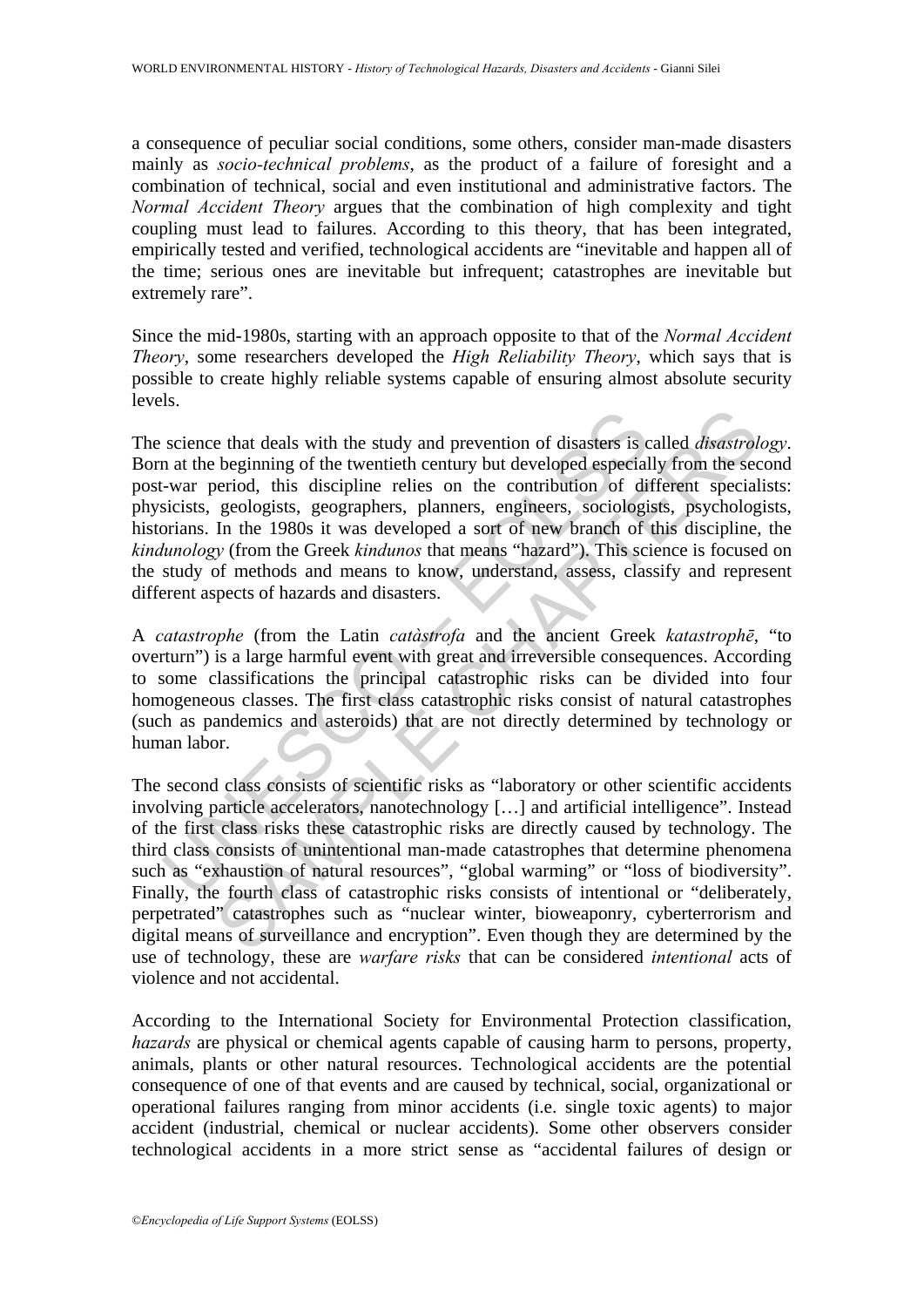a consequence of peculiar social conditions, some others, consider man-made disasters mainly as *socio-technical problems*, as the product of a failure of foresight and a combination of technical, social and even institutional and administrative factors. The *Normal Accident Theory* argues that the combination of high complexity and tight coupling must lead to failures. According to this theory, that has been integrated, empirically tested and verified, technological accidents are "inevitable and happen all of the time; serious ones are inevitable but infrequent; catastrophes are inevitable but extremely rare".

Since the mid-1980s, starting with an approach opposite to that of the *Normal Accident Theory*, some researchers developed the *High Reliability Theory*, which says that is possible to create highly reliable systems capable of ensuring almost absolute security levels.

The science that deals with the study and prevention of disasters is called *disastrology*. Born at the beginning of the twentieth century but developed especially from the second post-war period, this discipline relies on the contribution of different specialists: physicists, geologists, geographers, planners, engineers, sociologists, psychologists, historians. In the 1980s it was developed a sort of new branch of this discipline, the *kindunology* (from the Greek *kindunos* that means "hazard"). This science is focused on the study of methods and means to know, understand, assess, classify and represent different aspects of hazards and disasters.

A *catastrophe* (from the Latin *catàstrofa* and the ancient Greek *katastrophē*, "to overturn") is a large harmful event with great and irreversible consequences. According to some classifications the principal catastrophic risks can be divided into four homogeneous classes. The first class catastrophic risks consist of natural catastrophes (such as pandemics and asteroids) that are not directly determined by technology or human labor.

The second class consists of scientific risks as "laboratory or other scientific accidents involving particle accelerators, nanotechnology […] and artificial intelligence". Instead of the first class risks these catastrophic risks are directly caused by technology. The third class consists of unintentional man-made catastrophes that determine phenomena such as "exhaustion of natural resources", "global warming" or "loss of biodiversity". Finally, the fourth class of catastrophic risks consists of intentional or "deliberately, perpetrated" catastrophes such as "nuclear winter, bioweaponry, cyberterrorism and digital means of surveillance and encryption". Even though they are determined by the use of technology, these are *warfare risks* that can be considered *intentional* acts of violence and not accidental.

According to the International Society for Environmental Protection classification, *hazards* are physical or chemical agents capable of causing harm to persons, property, animals, plants or other natural resources. Technological accidents are the potential consequence of one of that events and are caused by technical, social, organizational or operational failures ranging from minor accidents (i.e. single toxic agents) to major accident (industrial, chemical or nuclear accidents). Some other observers consider technological accidents in a more strict sense as "accidental failures of design or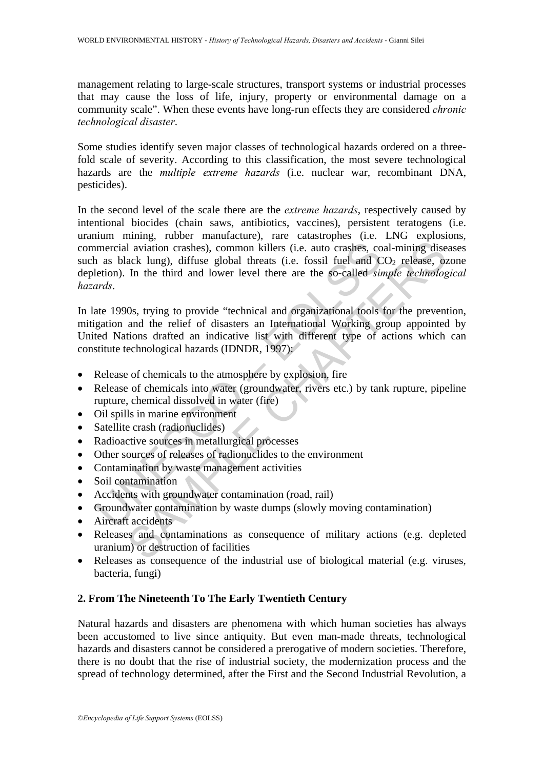management relating to large-scale structures, transport systems or industrial processes that may cause the loss of life, injury, property or environmental damage on a community scale". When these events have long-run effects they are considered *chronic technological disaster*.

Some studies identify seven major classes of technological hazards ordered on a three-fold scale of severity. According to this classification, the most severe technological hazards are the *multiple extreme hazards* (i.e. nuclear war, recombinant DNA, pesticides).

In the second level of the scale there are the *extreme hazards*, respectively caused by intentional biocides (chain saws, antibiotics, vaccines), persistent teratogens (i.e. uranium mining, rubber manufacture), rare catastrophes (i.e. LNG explosions, commercial aviation crashes), common killers (i.e. auto crashes, coal-mining diseases such as black lung), diffuse global threats (i.e. fossil fuel and $CO_2$ release, ozone depletion). In the third and lower level there are the so-called *simple technological hazards*.

In late 1990s, trying to provide "technical and organizational tools for the prevention, mitigation and the relief of disasters an International Working group appointed by United Nations drafted an indicative list with different type of actions which can constitute technological hazards (IDNDR, 1997):

- Release of chemicals to the atmosphere by explosion, fire
- Release of chemicals into water (groundwater, rivers etc.) by tank rupture, pipeline rupture, chemical dissolved in water (fire)
- Oil spills in marine environment
- Satellite crash (radionuclides)
- Radioactive sources in metallurgical processes
- Other sources of releases of radionuclides to the environment
- Contamination by waste management activities
- Soil contamination
- Accidents with groundwater contamination (road, rail)
- Groundwater contamination by waste dumps (slowly moving contamination)
- Aircraft accidents
- Releases and contaminations as consequence of military actions (e.g. depleted uranium) or destruction of facilities
- Releases as consequence of the industrial use of biological material (e.g. viruses, bacteria, fungi)

## 2. From The Nineteenth To The Early Twentieth Century

Natural hazards and disasters are phenomena with which human societies has always been accustomed to live since antiquity. But even man-made threats, technological hazards and disasters cannot be considered a prerogative of modern societies. Therefore, there is no doubt that the rise of industrial society, the modernization process and the spread of technology determined, after the First and the Second Industrial Revolution, a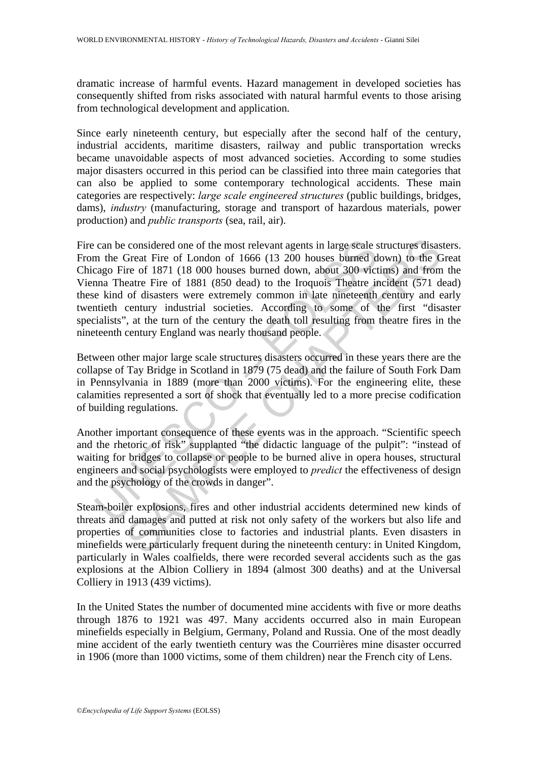dramatic increase of harmful events. Hazard management in developed societies has consequently shifted from risks associated with natural harmful events to those arising from technological development and application.

Since early nineteenth century, but especially after the second half of the century, industrial accidents, maritime disasters, railway and public transportation wrecks became unavoidable aspects of most advanced societies. According to some studies major disasters occurred in this period can be classified into three main categories that can also be applied to some contemporary technological accidents. These main categories are respectively: *large scale engineered structures* (public buildings, bridges, dams), *industry* (manufacturing, storage and transport of hazardous materials, power production) and *public transports* (sea, rail, air).

Fire can be considered one of the most relevant agents in large scale structures disasters. From the Great Fire of London of 1666 (13 200 houses burned down) to the Great Chicago Fire of 1871 (18 000 houses burned down, about 300 victims) and from the Vienna Theatre Fire of 1881 (850 dead) to the Iroquois Theatre incident (571 dead) these kind of disasters were extremely common in late nineteenth century and early twentieth century industrial societies. According to some of the first "disaster specialists", at the turn of the century the death toll resulting from theatre fires in the nineteenth century England was nearly thousand people.

Between other major large scale structures disasters occurred in these years there are the collapse of Tay Bridge in Scotland in 1879 (75 dead) and the failure of South Fork Dam in Pennsylvania in 1889 (more than 2000 victims). For the engineering elite, these calamities represented a sort of shock that eventually led to a more precise codification of building regulations.

Another important consequence of these events was in the approach. "Scientific speech and the rhetoric of risk" supplanted "the didactic language of the pulpit": "instead of waiting for bridges to collapse or people to be burned alive in opera houses, structural engineers and social psychologists were employed to *predict* the effectiveness of design and the psychology of the crowds in danger".

Steam-boiler explosions, fires and other industrial accidents determined new kinds of threats and damages and putted at risk not only safety of the workers but also life and properties of communities close to factories and industrial plants. Even disasters in minefields were particularly frequent during the nineteenth century: in United Kingdom, particularly in Wales coalfields, there were recorded several accidents such as the gas explosions at the Albion Colliery in 1894 (almost 300 deaths) and at the Universal Colliery in 1913 (439 victims).

In the United States the number of documented mine accidents with five or more deaths through 1876 to 1921 was 497. Many accidents occurred also in main European minefields especially in Belgium, Germany, Poland and Russia. One of the most deadly mine accident of the early twentieth century was the Courrières mine disaster occurred in 1906 (more than 1000 victims, some of them children) near the French city of Lens.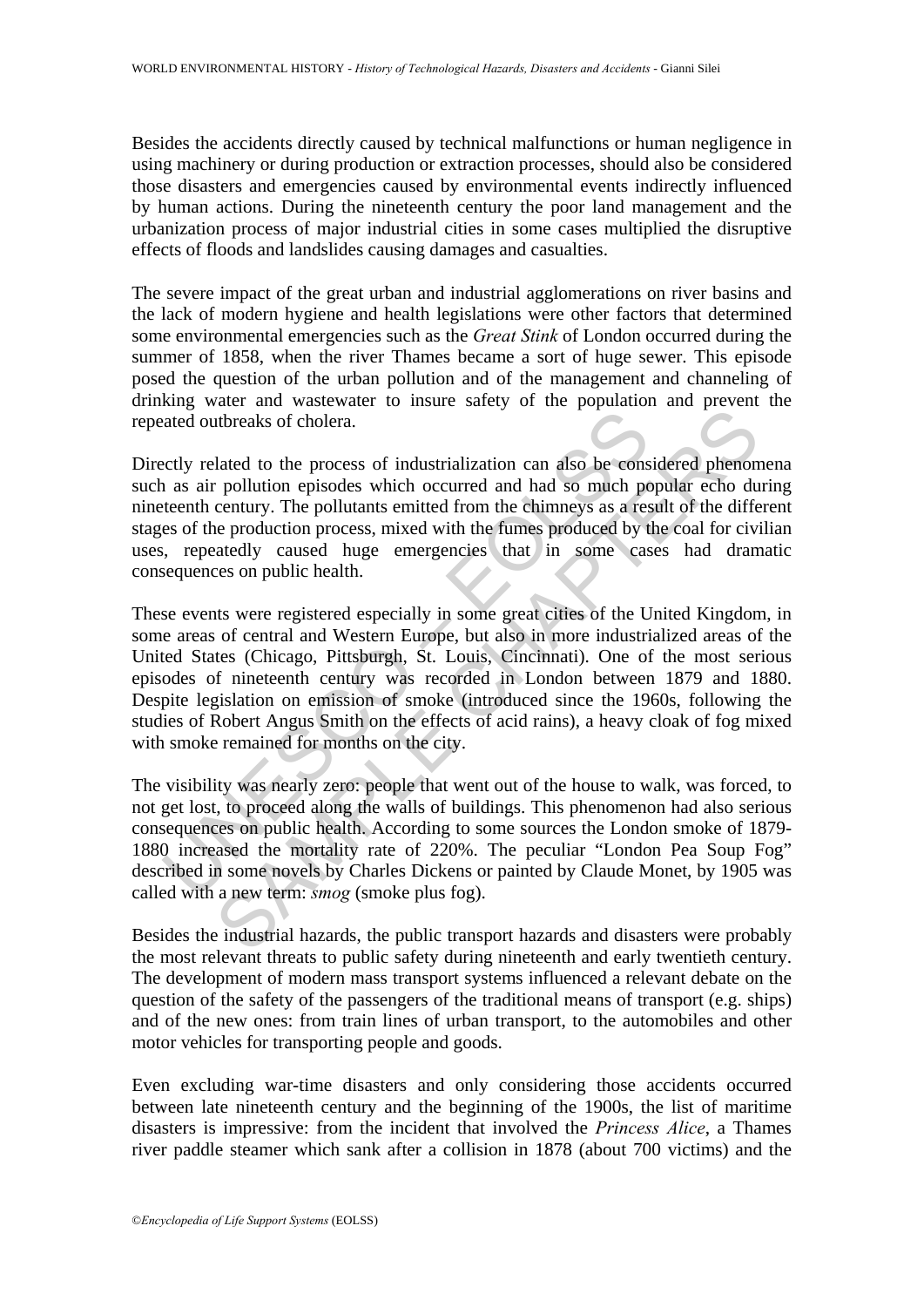Besides the accidents directly caused by technical malfunctions or human negligence in using machinery or during production or extraction processes, should also be considered those disasters and emergencies caused by environmental events indirectly influenced by human actions. During the nineteenth century the poor land management and the urbanization process of major industrial cities in some cases multiplied the disruptive effects of floods and landslides causing damages and casualties.

The severe impact of the great urban and industrial agglomerations on river basins and the lack of modern hygiene and health legislations were other factors that determined some environmental emergencies such as the *Great Stink* of London occurred during the summer of 1858, when the river Thames became a sort of huge sewer. This episode posed the question of the urban pollution and of the management and channeling of drinking water and wastewater to insure safety of the population and prevent the repeated outbreaks of cholera.

Directly related to the process of industrialization can also be considered phenomena such as air pollution episodes which occurred and had so much popular echo during nineteenth century. The pollutants emitted from the chimneys as a result of the different stages of the production process, mixed with the fumes produced by the coal for civilian uses, repeatedly caused huge emergencies that in some cases had dramatic consequences on public health.

These events were registered especially in some great cities of the United Kingdom, in some areas of central and Western Europe, but also in more industrialized areas of the United States (Chicago, Pittsburgh, St. Louis, Cincinnati). One of the most serious episodes of nineteenth century was recorded in London between 1879 and 1880. Despite legislation on emission of smoke (introduced since the 1960s, following the studies of Robert Angus Smith on the effects of acid rains), a heavy cloak of fog mixed with smoke remained for months on the city.

The visibility was nearly zero: people that went out of the house to walk, was forced, to not get lost, to proceed along the walls of buildings. This phenomenon had also serious consequences on public health. According to some sources the London smoke of 1879-1880 increased the mortality rate of 220%. The peculiar "London Pea Soup Fog" described in some novels by Charles Dickens or painted by Claude Monet, by 1905 was called with a new term: *smog* (smoke plus fog).

Besides the industrial hazards, the public transport hazards and disasters were probably the most relevant threats to public safety during nineteenth and early twentieth century. The development of modern mass transport systems influenced a relevant debate on the question of the safety of the passengers of the traditional means of transport (e.g. ships) and of the new ones: from train lines of urban transport, to the automobiles and other motor vehicles for transporting people and goods.

Even excluding war-time disasters and only considering those accidents occurred between late nineteenth century and the beginning of the 1900s, the list of maritime disasters is impressive: from the incident that involved the *Princess Alice*, a Thames river paddle steamer which sank after a collision in 1878 (about 700 victims) and the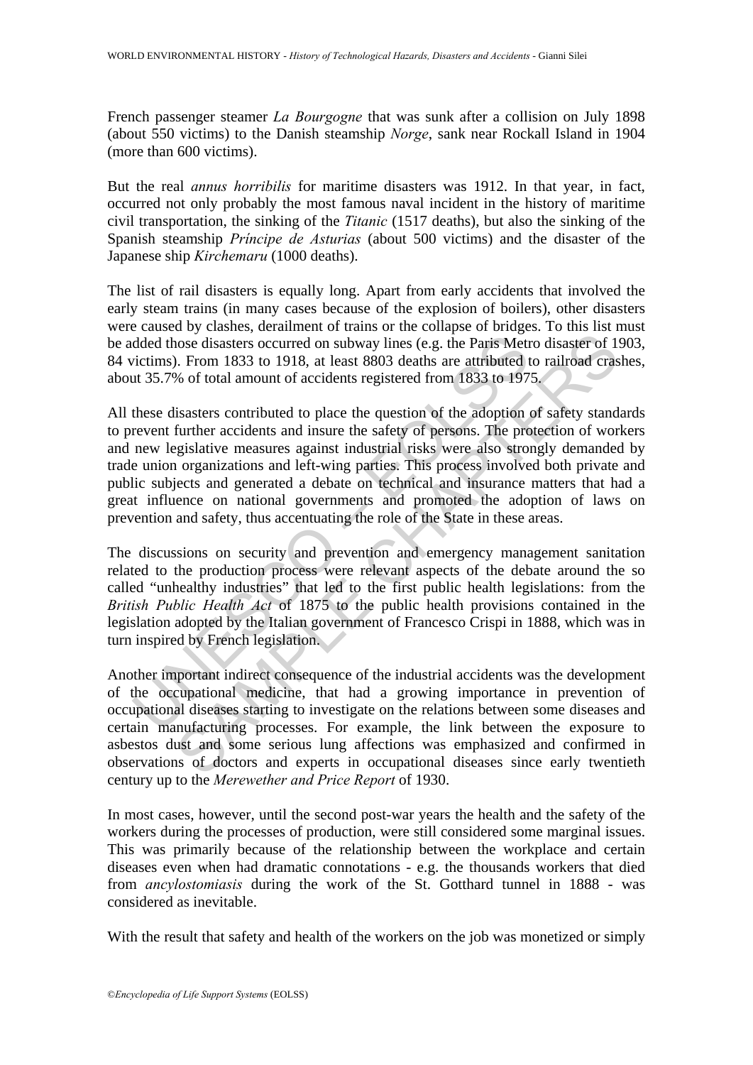French passenger steamer *La Bourgogne* that was sunk after a collision on July 1898 (about 550 victims) to the Danish steamship *Norge*, sank near Rockall Island in 1904 (more than 600 victims).

But the real *annus horribilis* for maritime disasters was 1912. In that year, in fact, occurred not only probably the most famous naval incident in the history of maritime civil transportation, the sinking of the *Titanic* (1517 deaths), but also the sinking of the Spanish steamship *Príncipe de Asturias* (about 500 victims) and the disaster of the Japanese ship *Kirchemaru* (1000 deaths).

The list of rail disasters is equally long. Apart from early accidents that involved the early steam trains (in many cases because of the explosion of boilers), other disasters were caused by clashes, derailment of trains or the collapse of bridges. To this list must be added those disasters occurred on subway lines (e.g. the Paris Metro disaster of 1903, 84 victims). From 1833 to 1918, at least 8803 deaths are attributed to railroad crashes, about 35.7% of total amount of accidents registered from 1833 to 1975.

All these disasters contributed to place the question of the adoption of safety standards to prevent further accidents and insure the safety of persons. The protection of workers and new legislative measures against industrial risks were also strongly demanded by trade union organizations and left-wing parties. This process involved both private and public subjects and generated a debate on technical and insurance matters that had a great influence on national governments and promoted the adoption of laws on prevention and safety, thus accentuating the role of the State in these areas.

The discussions on security and prevention and emergency management sanitation related to the production process were relevant aspects of the debate around the so called "unhealthy industries" that led to the first public health legislations: from the *British Public Health Act* of 1875 to the public health provisions contained in the legislation adopted by the Italian government of Francesco Crispi in 1888, which was in turn inspired by French legislation.

Another important indirect consequence of the industrial accidents was the development of the occupational medicine, that had a growing importance in prevention of occupational diseases starting to investigate on the relations between some diseases and certain manufacturing processes. For example, the link between the exposure to asbestos dust and some serious lung affections was emphasized and confirmed in observations of doctors and experts in occupational diseases since early twentieth century up to the *Merewether and Price Report* of 1930.

In most cases, however, until the second post-war years the health and the safety of the workers during the processes of production, were still considered some marginal issues. This was primarily because of the relationship between the workplace and certain diseases even when had dramatic connotations - e.g. the thousands workers that died from *ancylostomiasis* during the work of the St. Gotthard tunnel in 1888 - was considered as inevitable.

With the result that safety and health of the workers on the job was monetized or simply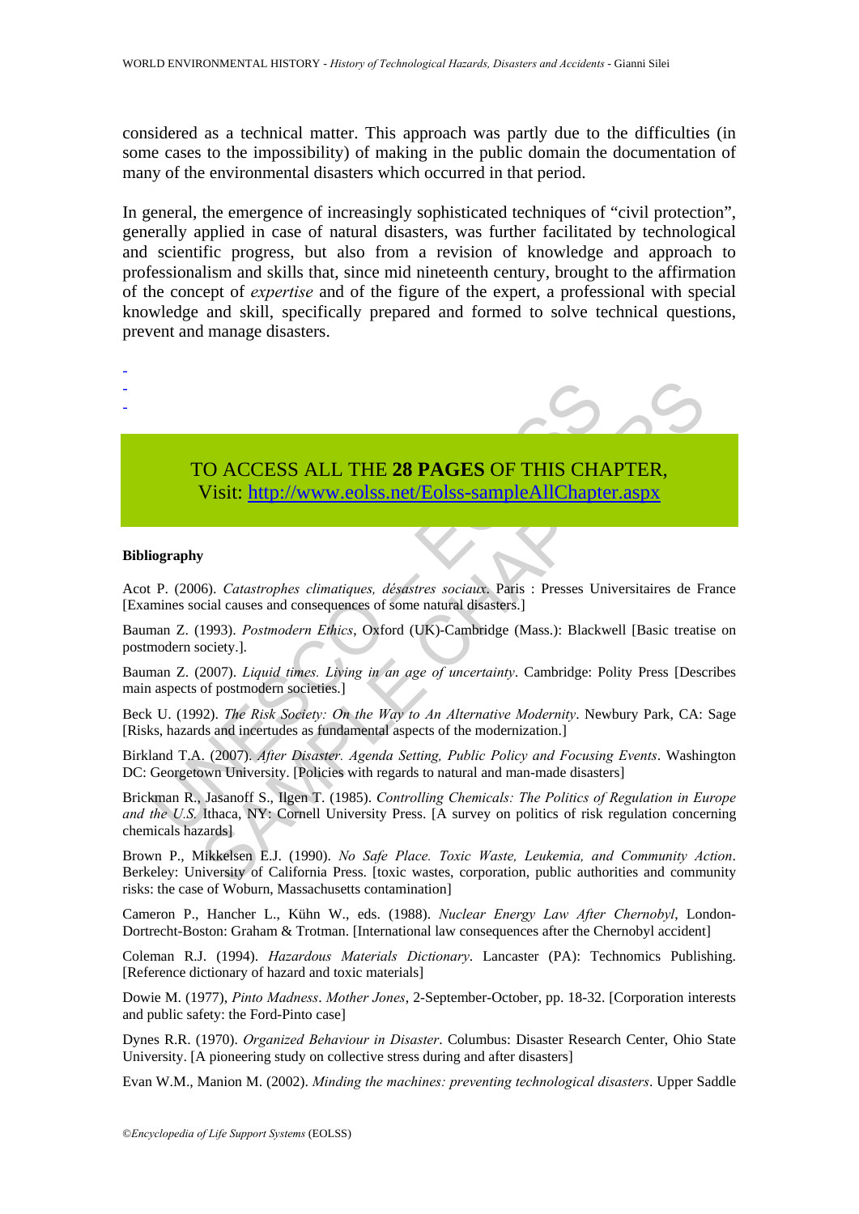considered as a technical matter. This approach was partly due to the difficulties (in some cases to the impossibility) of making in the public domain the documentation of many of the environmental disasters which occurred in that period.

In general, the emergence of increasingly sophisticated techniques of "civil protection", generally applied in case of natural disasters, was further facilitated by technological and scientific progress, but also from a revision of knowledge and approach to professionalism and skills that, since mid nineteenth century, brought to the affirmation of the concept of *expertise* and of the figure of the expert, a professional with special knowledge and skill, specifically prepared and formed to solve technical questions, prevent and manage disasters.

-
-
-

TO ACCESS ALL THE **28 PAGES** OF THIS CHAPTER,
Visit: http://www.eolss.net/Eolss-sampleAllChapter.aspx

**Bibliography**

Acot P. (2006). *Catastrophes climatiques, désastres sociaux*. Paris : Presses Universitaires de France [Examines social causes and consequences of some natural disasters.]

Bauman Z. (1993). *Postmodern Ethics*, Oxford (UK)-Cambridge (Mass.): Blackwell [Basic treatise on postmodern society.].

Bauman Z. (2007). *Liquid times. Living in an age of uncertainty*. Cambridge: Polity Press [Describes main aspects of postmodern societies.]

Beck U. (1992). *The Risk Society: On the Way to An Alternative Modernity*. Newbury Park, CA: Sage [Risks, hazards and incertudes as fundamental aspects of the modernization.]

Birkland T.A. (2007). *After Disaster. Agenda Setting, Public Policy and Focusing Events*. Washington DC: Georgetown University. [Policies with regards to natural and man-made disasters]

Brickman R., Jasanoff S., Ilgen T. (1985). *Controlling Chemicals: The Politics of Regulation in Europe and the U.S.* Ithaca, NY: Cornell University Press. [A survey on politics of risk regulation concerning chemicals hazards]

Brown P., Mikkelsen E.J. (1990). *No Safe Place. Toxic Waste, Leukemia, and Community Action*. Berkeley: University of California Press. [toxic wastes, corporation, public authorities and community risks: the case of Woburn, Massachusetts contamination]

Cameron P., Hancher L., Kühn W., eds. (1988). *Nuclear Energy Law After Chernobyl*, London-Dortrecht-Boston: Graham & Trotman. [International law consequences after the Chernobyl accident]

Coleman R.J. (1994). *Hazardous Materials Dictionary*. Lancaster (PA): Technomics Publishing. [Reference dictionary of hazard and toxic materials]

Dowie M. (1977), *Pinto Madness*. *Mother Jones*, 2-September-October, pp. 18-32. [Corporation interests and public safety: the Ford-Pinto case]

Dynes R.R. (1970). *Organized Behaviour in Disaster*. Columbus: Disaster Research Center, Ohio State University. [A pioneering study on collective stress during and after disasters]

Evan W.M., Manion M. (2002). *Minding the machines: preventing technological disasters*. Upper Saddle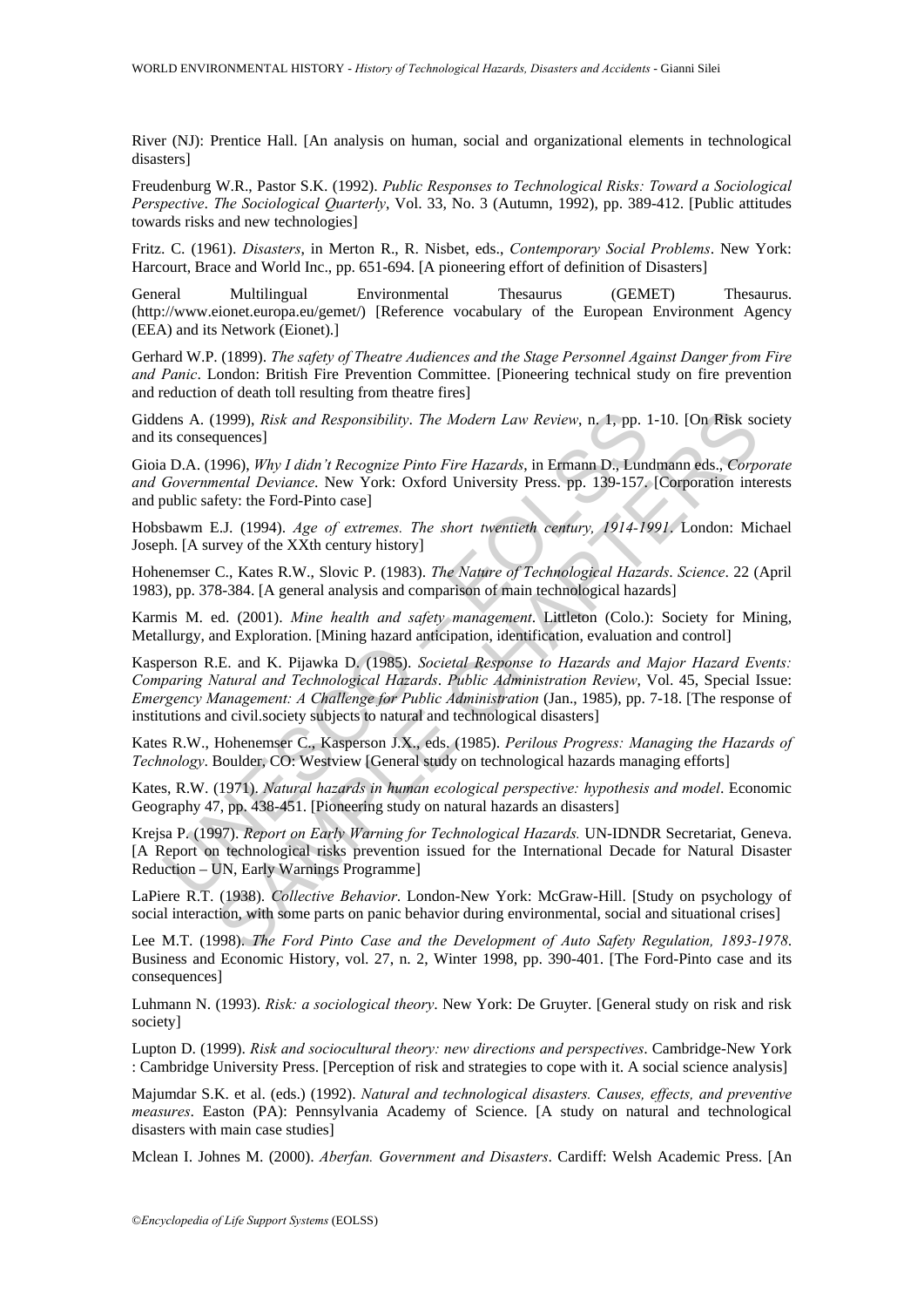River (NJ): Prentice Hall. [An analysis on human, social and organizational elements in technological disasters]

Freudenburg W.R., Pastor S.K. (1992). *Public Responses to Technological Risks: Toward a Sociological Perspective*. *The Sociological Quarterly*, Vol. 33, No. 3 (Autumn, 1992), pp. 389-412. [Public attitudes towards risks and new technologies]

Fritz. C. (1961). *Disasters*, in Merton R., R. Nisbet, eds., *Contemporary Social Problems*. New York: Harcourt, Brace and World Inc., pp. 651-694. [A pioneering effort of definition of Disasters]

General Multilingual Environmental Thesaurus (GEMET) Thesaurus. (http://www.eionet.europa.eu/gemet/) [Reference vocabulary of the European Environment Agency (EEA) and its Network (Eionet).]

Gerhard W.P. (1899). *The safety of Theatre Audiences and the Stage Personnel Against Danger from Fire and Panic*. London: British Fire Prevention Committee. [Pioneering technical study on fire prevention and reduction of death toll resulting from theatre fires]

Giddens A. (1999), *Risk and Responsibility*. *The Modern Law Review*, n. 1, pp. 1-10. [On Risk society and its consequences]

Gioia D.A. (1996), *Why I didn't Recognize Pinto Fire Hazards*, in Ermann D., Lundmann eds., *Corporate and Governmental Deviance*. New York: Oxford University Press. pp. 139-157. [Corporation interests and public safety: the Ford-Pinto case]

Hobsbawm E.J. (1994). *Age of extremes. The short twentieth century, 1914-1991*. London: Michael Joseph. [A survey of the XXth century history]

Hohenemser C., Kates R.W., Slovic P. (1983). *The Nature of Technological Hazards*. *Science*. 22 (April 1983), pp. 378-384. [A general analysis and comparison of main technological hazards]

Karmis M. ed. (2001). *Mine health and safety management*. Littleton (Colo.): Society for Mining, Metallurgy, and Exploration. [Mining hazard anticipation, identification, evaluation and control]

Kasperson R.E. and K. Pijawka D. (1985). *Societal Response to Hazards and Major Hazard Events: Comparing Natural and Technological Hazards*. *Public Administration Review*, Vol. 45, Special Issue: *Emergency Management: A Challenge for Public Administration* (Jan., 1985), pp. 7-18. [The response of institutions and civil.society subjects to natural and technological disasters]

Kates R.W., Hohenemser C., Kasperson J.X., eds. (1985). *Perilous Progress: Managing the Hazards of Technology*. Boulder, CO: Westview [General study on technological hazards managing efforts]

Kates, R.W. (1971). *Natural hazards in human ecological perspective: hypothesis and model*. Economic Geography 47, pp. 438-451. [Pioneering study on natural hazards an disasters]

Krejsa P. (1997). *Report on Early Warning for Technological Hazards.* UN-IDNDR Secretariat, Geneva. [A Report on technological risks prevention issued for the International Decade for Natural Disaster Reduction – UN, Early Warnings Programme]

LaPiere R.T. (1938). *Collective Behavior*. London-New York: McGraw-Hill. [Study on psychology of social interaction, with some parts on panic behavior during environmental, social and situational crises]

Lee M.T. (1998). *The Ford Pinto Case and the Development of Auto Safety Regulation, 1893-1978*. Business and Economic History, vol. 27, n. 2, Winter 1998, pp. 390-401. [The Ford-Pinto case and its consequences]

Luhmann N. (1993). *Risk: a sociological theory*. New York: De Gruyter. [General study on risk and risk society]

Lupton D. (1999). *Risk and sociocultural theory: new directions and perspectives*. Cambridge-New York : Cambridge University Press. [Perception of risk and strategies to cope with it. A social science analysis]

Majumdar S.K. et al. (eds.) (1992). *Natural and technological disasters. Causes, effects, and preventive measures*. Easton (PA): Pennsylvania Academy of Science. [A study on natural and technological disasters with main case studies]

Mclean I. Johnes M. (2000). *Aberfan. Government and Disasters*. Cardiff: Welsh Academic Press. [An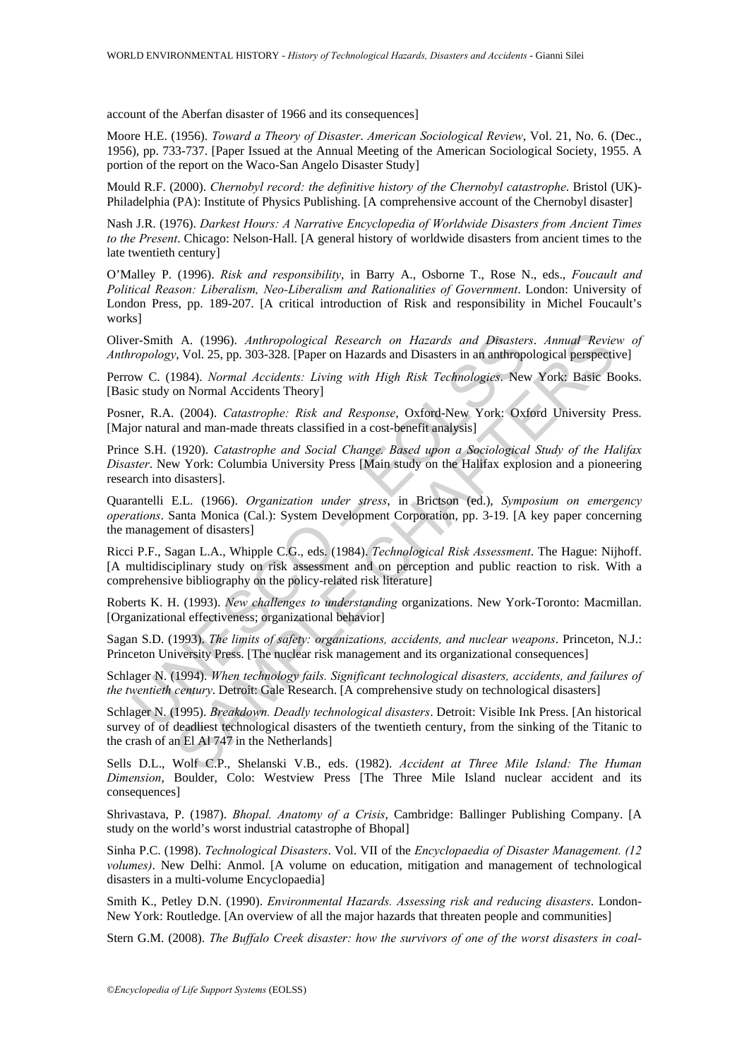account of the Aberfan disaster of 1966 and its consequences]

Moore H.E. (1956). *Toward a Theory of Disaster*. *American Sociological Review*, Vol. 21, No. 6. (Dec., 1956), pp. 733-737. [Paper Issued at the Annual Meeting of the American Sociological Society, 1955. A portion of the report on the Waco-San Angelo Disaster Study]

Mould R.F. (2000). *Chernobyl record: the definitive history of the Chernobyl catastrophe*. Bristol (UK)-Philadelphia (PA): Institute of Physics Publishing. [A comprehensive account of the Chernobyl disaster]

Nash J.R. (1976). *Darkest Hours: A Narrative Encyclopedia of Worldwide Disasters from Ancient Times to the Present*. Chicago: Nelson-Hall. [A general history of worldwide disasters from ancient times to the late twentieth century]

O'Malley P. (1996). *Risk and responsibility*, in Barry A., Osborne T., Rose N., eds., *Foucault and Political Reason: Liberalism, Neo-Liberalism and Rationalities of Government*. London: University of London Press, pp. 189-207. [A critical introduction of Risk and responsibility in Michel Foucault's works]

Oliver-Smith A. (1996). *Anthropological Research on Hazards and Disasters*. *Annual Review of Anthropology*, Vol. 25, pp. 303-328. [Paper on Hazards and Disasters in an anthropological perspective]

Perrow C. (1984). *Normal Accidents: Living with High Risk Technologies*. New York: Basic Books. [Basic study on Normal Accidents Theory]

Posner, R.A. (2004). *Catastrophe: Risk and Response*, Oxford-New York: Oxford University Press. [Major natural and man-made threats classified in a cost-benefit analysis]

Prince S.H. (1920). *Catastrophe and Social Change. Based upon a Sociological Study of the Halifax Disaster*. New York: Columbia University Press [Main study on the Halifax explosion and a pioneering research into disasters].

Quarantelli E.L. (1966). *Organization under stress*, in Brictson (ed.), *Symposium on emergency operations*. Santa Monica (Cal.): System Development Corporation, pp. 3-19. [A key paper concerning the management of disasters]

Ricci P.F., Sagan L.A., Whipple C.G., eds. (1984). *Technological Risk Assessment*. The Hague: Nijhoff. [A multidisciplinary study on risk assessment and on perception and public reaction to risk. With a comprehensive bibliography on the policy-related risk literature]

Roberts K. H. (1993). *New challenges to understanding* organizations. New York-Toronto: Macmillan. [Organizational effectiveness; organizational behavior]

Sagan S.D. (1993). *The limits of safety: organizations, accidents, and nuclear weapons*. Princeton, N.J.: Princeton University Press. [The nuclear risk management and its organizational consequences]

Schlager N. (1994). *When technology fails. Significant technological disasters, accidents, and failures of the twentieth century*. Detroit: Gale Research. [A comprehensive study on technological disasters]

Schlager N. (1995). *Breakdown. Deadly technological disasters*. Detroit: Visible Ink Press. [An historical survey of of deadliest technological disasters of the twentieth century, from the sinking of the Titanic to the crash of an El Al 747 in the Netherlands]

Sells D.L., Wolf C.P., Shelanski V.B., eds. (1982). *Accident at Three Mile Island: The Human Dimension*, Boulder, Colo: Westview Press [The Three Mile Island nuclear accident and its consequences]

Shrivastava, P. (1987). *Bhopal. Anatomy of a Crisis*, Cambridge: Ballinger Publishing Company. [A study on the world's worst industrial catastrophe of Bhopal]

Sinha P.C. (1998). *Technological Disasters*. Vol. VII of the *Encyclopaedia of Disaster Management. (12 volumes)*. New Delhi: Anmol. [A volume on education, mitigation and management of technological disasters in a multi-volume Encyclopaedia]

Smith K., Petley D.N. (1990). *Environmental Hazards. Assessing risk and reducing disasters*. London-New York: Routledge. [An overview of all the major hazards that threaten people and communities]

Stern G.M. (2008). *The Buffalo Creek disaster: how the survivors of one of the worst disasters in coal-*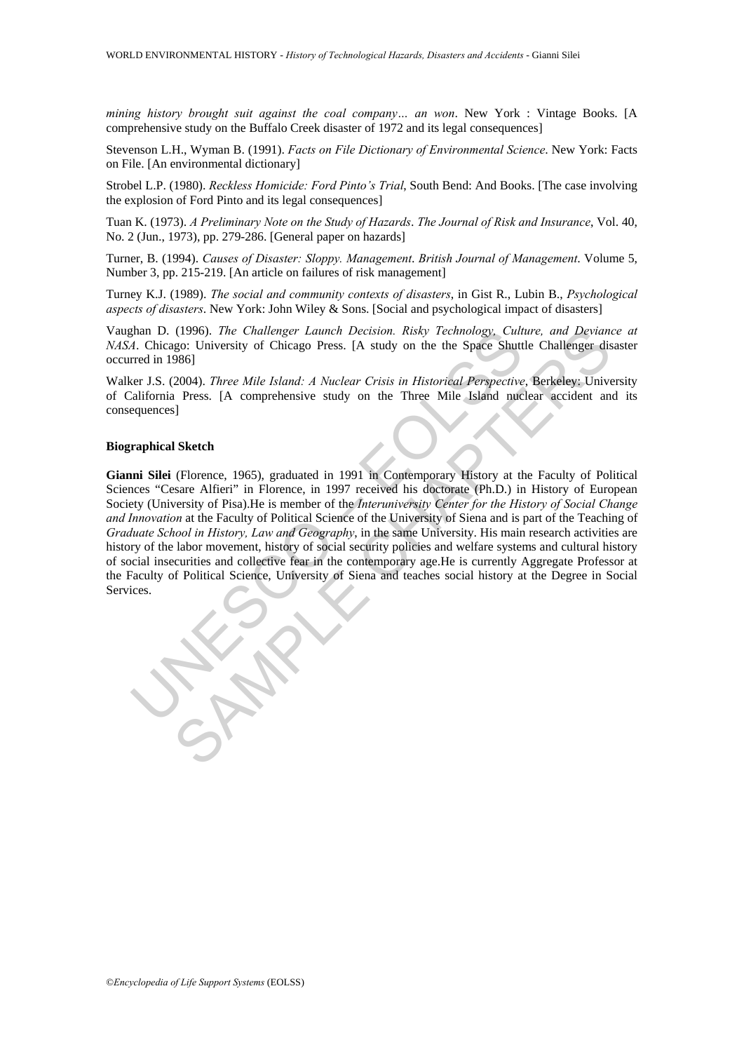*mining history brought suit against the coal company… an won*. New York : Vintage Books. [A comprehensive study on the Buffalo Creek disaster of 1972 and its legal consequences]

Stevenson L.H., Wyman B. (1991). *Facts on File Dictionary of Environmental Science*. New York: Facts on File. [An environmental dictionary]

Strobel L.P. (1980). *Reckless Homicide: Ford Pinto's Trial*, South Bend: And Books. [The case involving the explosion of Ford Pinto and its legal consequences]

Tuan K. (1973). *A Preliminary Note on the Study of Hazards*. *The Journal of Risk and Insurance*, Vol. 40, No. 2 (Jun., 1973), pp. 279-286. [General paper on hazards]

Turner, B. (1994). *Causes of Disaster: Sloppy. Management*. *British Journal of Management*. Volume 5, Number 3, pp. 215-219. [An article on failures of risk management]

Turney K.J. (1989). *The social and community contexts of disasters*, in Gist R., Lubin B., *Psychological aspects of disasters*. New York: John Wiley & Sons. [Social and psychological impact of disasters]

Vaughan D. (1996). *The Challenger Launch Decision. Risky Technology, Culture, and Deviance at NASA*. Chicago: University of Chicago Press. [A study on the the Space Shuttle Challenger disaster occurred in 1986]

Walker J.S. (2004). *Three Mile Island: A Nuclear Crisis in Historical Perspective*, Berkeley: University of California Press. [A comprehensive study on the Three Mile Island nuclear accident and its consequences]

**Biographical Sketch**

**Gianni Silei** (Florence, 1965), graduated in 1991 in Contemporary History at the Faculty of Political Sciences "Cesare Alfieri" in Florence, in 1997 received his doctorate (Ph.D.) in History of European Society (University of Pisa).He is member of the *Interuniversity Center for the History of Social Change and Innovation* at the Faculty of Political Science of the University of Siena and is part of the Teaching of *Graduate School in History, Law and Geography*, in the same University. His main research activities are history of the labor movement, history of social security policies and welfare systems and cultural history of social insecurities and collective fear in the contemporary age.He is currently Aggregate Professor at the Faculty of Political Science, University of Siena and teaches social history at the Degree in Social Services.